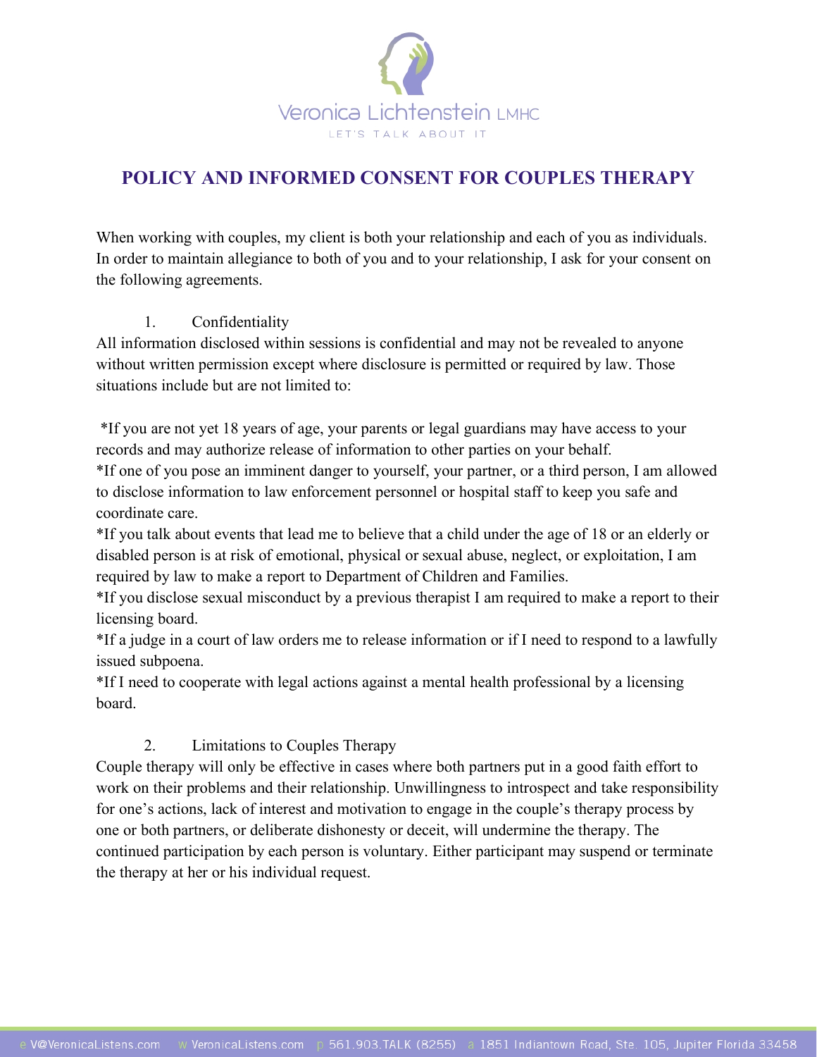Veronica Lichtenstein LMHC

LET'S TALK ABOUT IT

# POLICY AND INFORMED CONSENT FOR COUPLES THERAPY

When working with couples, my client is both your relationship and each of you as individuals. In order to maintain allegiance to both of you and to your relationship, I ask for your consent on the following agreements.

1. Confidentiality

All information disclosed within sessions is confidential and may not be revealed to anyone without written permission except where disclosure is permitted or required by law. Those situations include but are not limited to:

*If you are not yet 18 years of age, your parents or legal guardians may have access to your records and may authorize release of information to other parties on your behalf.
*If one of you pose an imminent danger to yourself, your partner, or a third person, I am allowed to disclose information to law enforcement personnel or hospital staff to keep you safe and coordinate care.
*If you talk about events that lead me to believe that a child under the age of 18 or an elderly or disabled person is at risk of emotional, physical or sexual abuse, neglect, or exploitation, I am required by law to make a report to Department of Children and Families.
*If you disclose sexual misconduct by a previous therapist I am required to make a report to their licensing board.
*If a judge in a court of law orders me to release information or if I need to respond to a lawfully issued subpoena.
*If I need to cooperate with legal actions against a mental health professional by a licensing board.

2. Limitations to Couples Therapy

Couple therapy will only be effective in cases where both partners put in a good faith effort to work on their problems and their relationship. Unwillingness to introspect and take responsibility for one's actions, lack of interest and motivation to engage in the couple's therapy process by one or both partners, or deliberate dishonesty or deceit, will undermine the therapy. The continued participation by each person is voluntary. Either participant may suspend or terminate the therapy at her or his individual request.

e V@VeronicaListens.com w VeronicaListens.com p 561.903.TALK (8255) a 1851 Indiantown Road, Ste. 105, Jupiter Florida 33458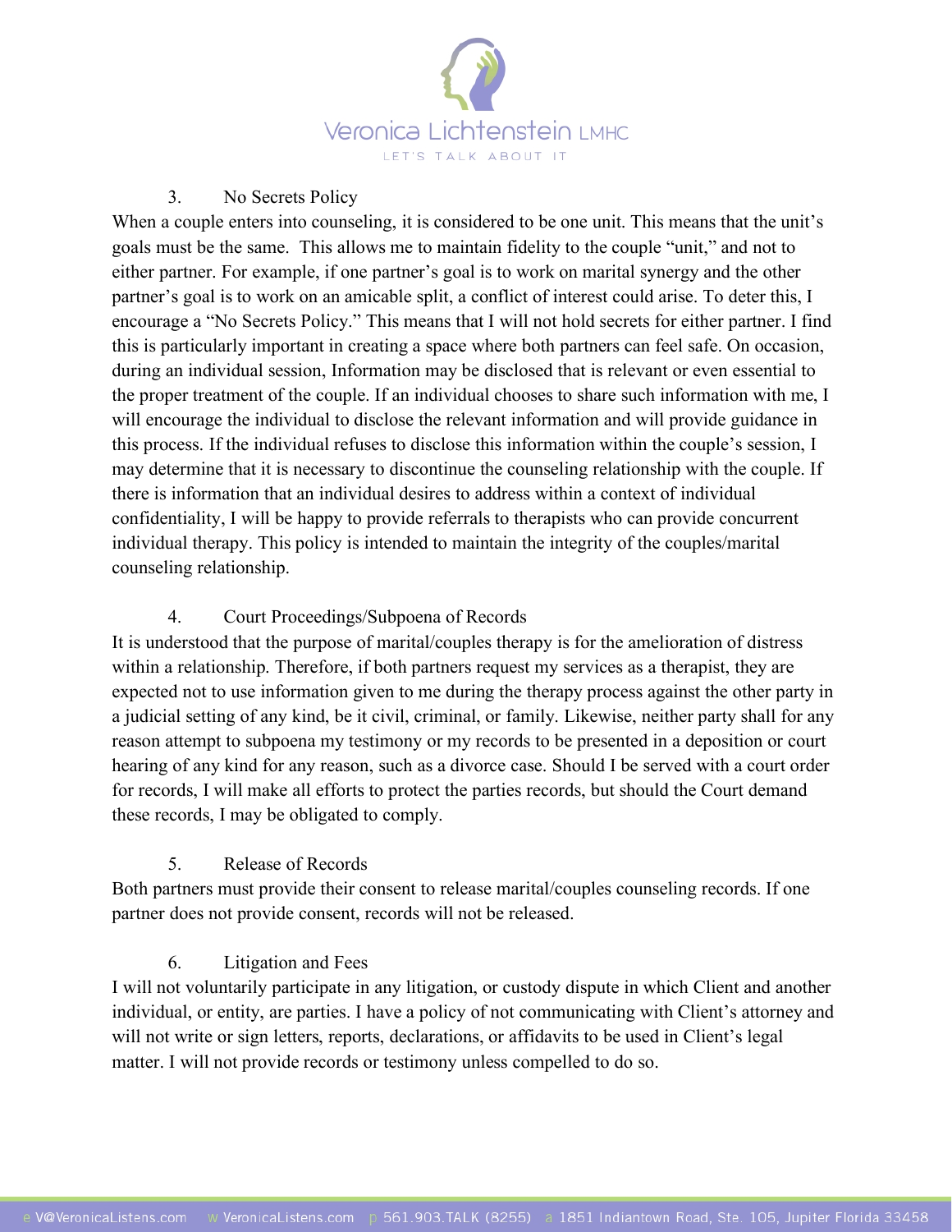3. No Secrets Policy

When a couple enters into counseling, it is considered to be one unit. This means that the unit's goals must be the same. This allows me to maintain fidelity to the couple "unit," and not to either partner. For example, if one partner's goal is to work on marital synergy and the other partner's goal is to work on an amicable split, a conflict of interest could arise. To deter this, I encourage a "No Secrets Policy." This means that I will not hold secrets for either partner. I find this is particularly important in creating a space where both partners can feel safe. On occasion, during an individual session, Information may be disclosed that is relevant or even essential to the proper treatment of the couple. If an individual chooses to share such information with me, I will encourage the individual to disclose the relevant information and will provide guidance in this process. If the individual refuses to disclose this information within the couple's session, I may determine that it is necessary to discontinue the counseling relationship with the couple. If there is information that an individual desires to address within a context of individual confidentiality, I will be happy to provide referrals to therapists who can provide concurrent individual therapy. This policy is intended to maintain the integrity of the couples/marital counseling relationship.

4. Court Proceedings/Subpoena of Records

It is understood that the purpose of marital/couples therapy is for the amelioration of distress within a relationship. Therefore, if both partners request my services as a therapist, they are expected not to use information given to me during the therapy process against the other party in a judicial setting of any kind, be it civil, criminal, or family. Likewise, neither party shall for any reason attempt to subpoena my testimony or my records to be presented in a deposition or court hearing of any kind for any reason, such as a divorce case. Should I be served with a court order for records, I will make all efforts to protect the parties records, but should the Court demand these records, I may be obligated to comply.

5. Release of Records

Both partners must provide their consent to release marital/couples counseling records. If one partner does not provide consent, records will not be released.

6. Litigation and Fees

I will not voluntarily participate in any litigation, or custody dispute in which Client and another individual, or entity, are parties. I have a policy of not communicating with Client's attorney and will not write or sign letters, reports, declarations, or affidavits to be used in Client's legal matter. I will not provide records or testimony unless compelled to do so.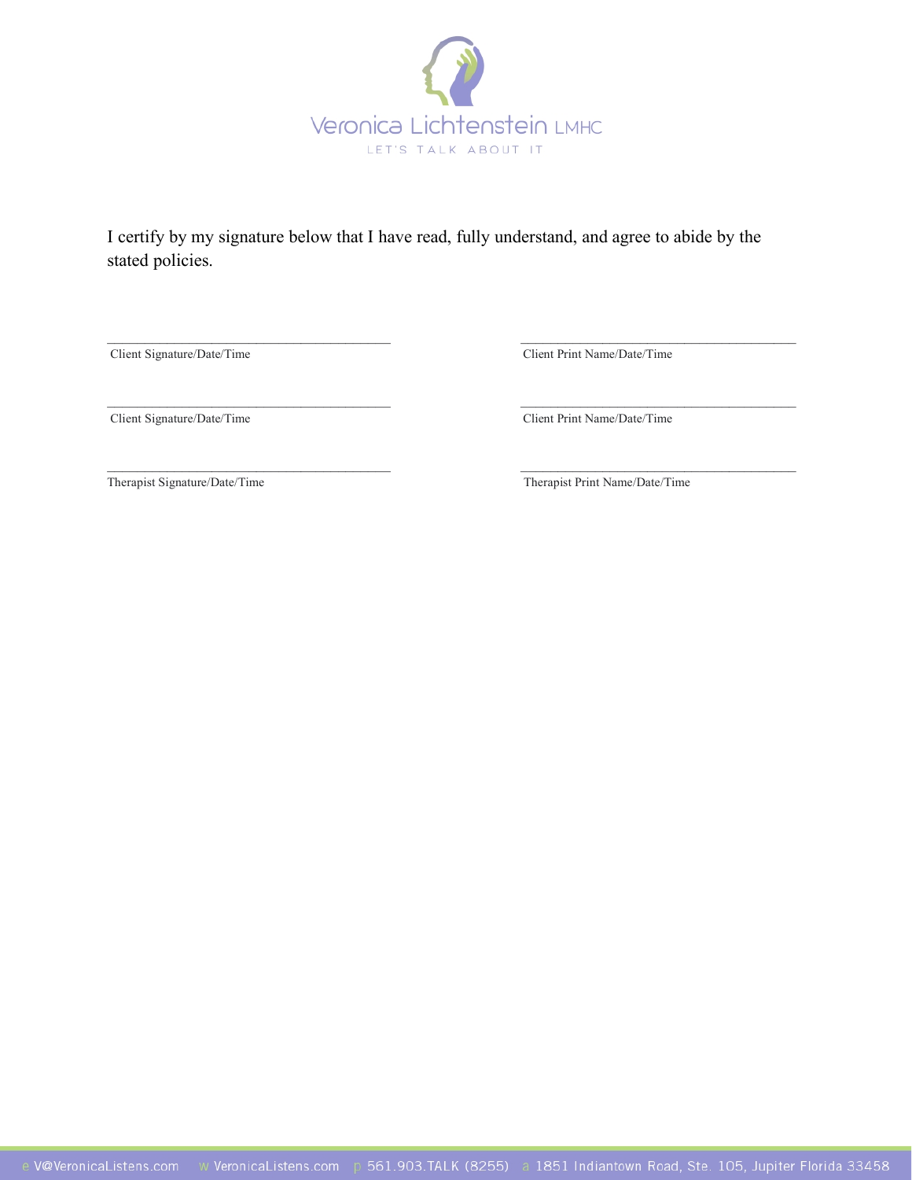Veronica Lichtenstein LMHC

LET'S TALK ABOUT IT

I certify by my signature below that I have read, fully understand, and agree to abide by the stated policies.

| | |
|---|---|
| ______________________________ | ______________________________ |
| Client Signature/Date/Time | Client Print Name/Date/Time |
| ______________________________ | ______________________________ |
| Client Signature/Date/Time | Client Print Name/Date/Time |
| ______________________________ | ______________________________ |
| Therapist Signature/Date/Time | Therapist Print Name/Date/Time |

e V@VeronicaListens.com w VeronicaListens.com p 561.903.TALK (8255) a 1851 Indiantown Road, Ste. 105, Jupiter Florida 33458